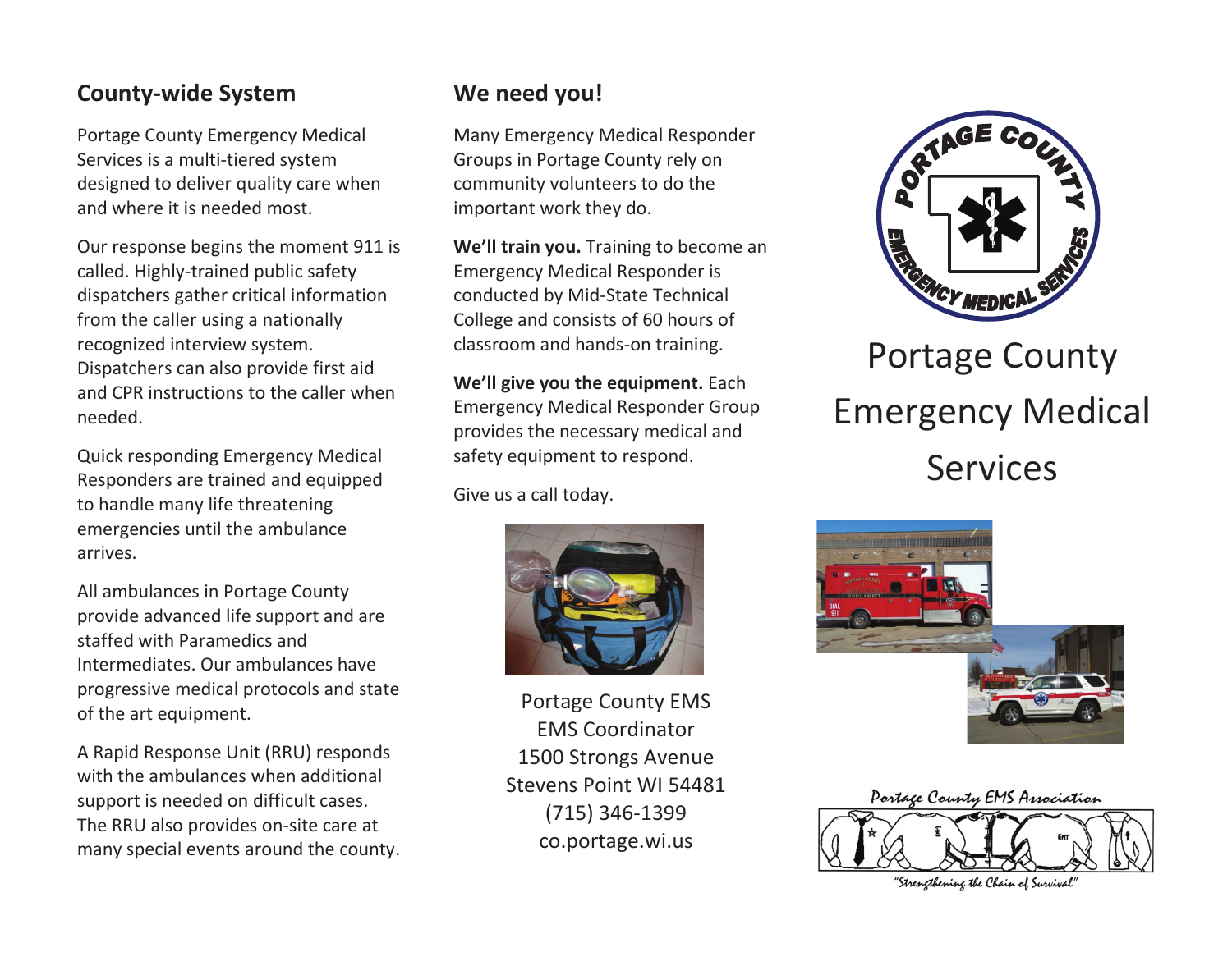## County-wide System

Portage County Emergency Medical Services is a multi-tiered system designed to deliver quality care when and where it is needed most.

Our response begins the moment 911 is called. Highly-trained public safety dispatchers gather critical information from the caller using a nationally recognized interview system. Dispatchers can also provide first aid and CPR instructions to the caller when needed.

Quick responding Emergency Medical Responders are trained and equipped to handle many life threatening emergencies until the ambulance arrives.

All ambulances in Portage County provide advanced life support and are staffed with Paramedics and Intermediates. Our ambulances have progressive medical protocols and state of the art equipment.

A Rapid Response Unit (RRU) responds with the ambulances when additional support is needed on difficult cases. The RRU also provides on-site care at many special events around the county.

## We need you!

Many Emergency Medical Responder Groups in Portage County rely on community volunteers to do the important work they do.

**We'll train you.** Training to become an Emergency Medical Responder is conducted by Mid-State Technical College and consists of 60 hours of classroom and hands-on training.

**We'll give you the equipment.** Each Emergency Medical Responder Group provides the necessary medical and safety equipment to respond.

Give us a call today.

Portage County EMS
EMS Coordinator
1500 Strongs Avenue
Stevens Point WI 54481
(715) 346-1399
co.portage.wi.us

PORTAGE COUNTY EMERGENCY MEDICAL SERVICES

# Portage County Emergency Medical Services

Portage County EMS Association

"Strengthening the Chain of Survival"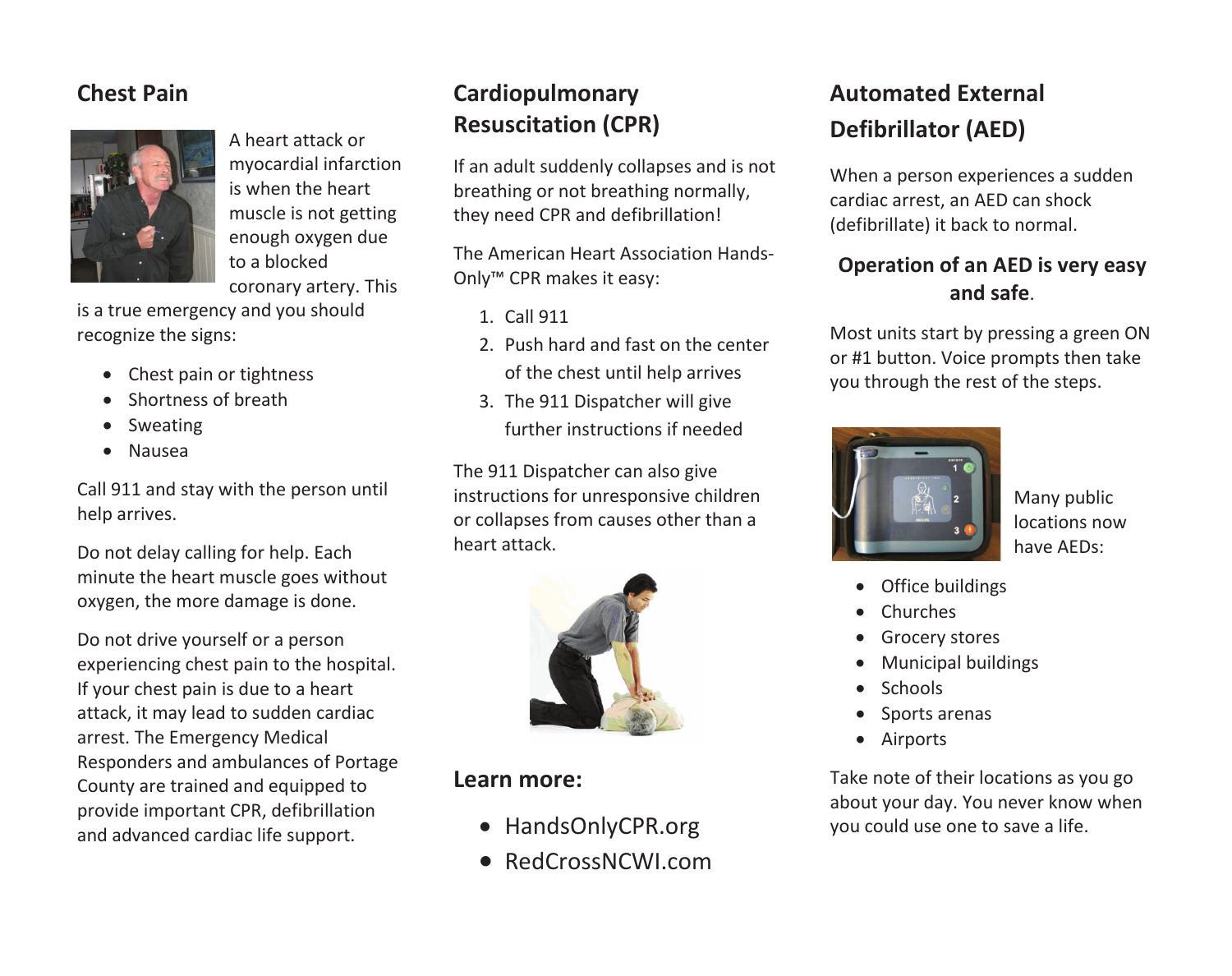## Chest Pain

A heart attack or myocardial infarction is when the heart muscle is not getting enough oxygen due to a blocked coronary artery. This is a true emergency and you should recognize the signs:

- Chest pain or tightness
- Shortness of breath
- Sweating
- Nausea

Call 911 and stay with the person until help arrives.

Do not delay calling for help. Each minute the heart muscle goes without oxygen, the more damage is done.

Do not drive yourself or a person experiencing chest pain to the hospital. If your chest pain is due to a heart attack, it may lead to sudden cardiac arrest. The Emergency Medical Responders and ambulances of Portage County are trained and equipped to provide important CPR, defibrillation and advanced cardiac life support.

## Cardiopulmonary Resuscitation (CPR)

If an adult suddenly collapses and is not breathing or not breathing normally, they need CPR and defibrillation!

The American Heart Association Hands-Only™ CPR makes it easy:

1. Call 911
2. Push hard and fast on the center of the chest until help arrives
3. The 911 Dispatcher will give further instructions if needed

The 911 Dispatcher can also give instructions for unresponsive children or collapses from causes other than a heart attack.

## Learn more:

- HandsOnlyCPR.org
- RedCrossNCWI.com

## Automated External Defibrillator (AED)

When a person experiences a sudden cardiac arrest, an AED can shock (defibrillate) it back to normal.

**Operation of an AED is very easy and safe**.

Most units start by pressing a green ON or #1 button. Voice prompts then take you through the rest of the steps.

Many public locations now have AEDs:

- Office buildings
- Churches
- Grocery stores
- Municipal buildings
- Schools
- Sports arenas
- Airports

Take note of their locations as you go about your day. You never know when you could use one to save a life.